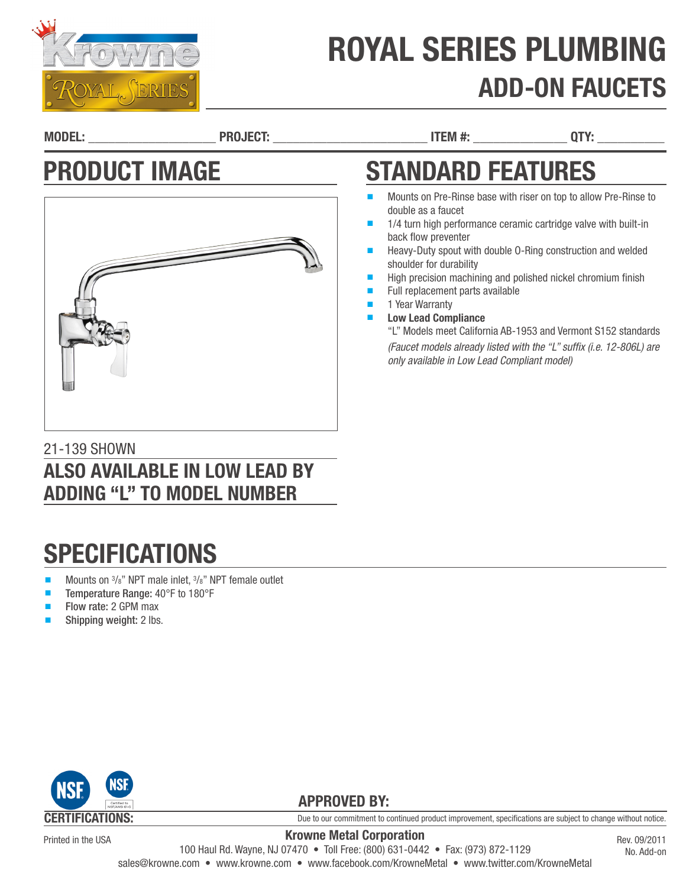# ROYAL SERIES PLUMBING

## ADD-ON FAUCETS

**MODEL:** ____________________ **PROJECT:** ________________________ **ITEM #:** ______________ **QTY:** __________

## PRODUCT IMAGE

21-139 SHOWN

### ALSO AVAILABLE IN LOW LEAD BY ADDING "L" TO MODEL NUMBER

## STANDARD FEATURES

- Mounts on Pre-Rinse base with riser on top to allow Pre-Rinse to double as a faucet
- 1/4 turn high performance ceramic cartridge valve with built-in back flow preventer
- Heavy-Duty spout with double O-Ring construction and welded shoulder for durability
- High precision machining and polished nickel chromium finish
- Full replacement parts available
- 1 Year Warranty
- **Low Lead Compliance**
  "L" Models meet California AB-1953 and Vermont S152 standards
  *(Faucet models already listed with the "L" suffix (i.e. 12-806L) are only available in Low Lead Compliant model)*

## SPECIFICATIONS

- Mounts on 3/8" NPT male inlet, 3/8" NPT female outlet
- **Temperature Range:** 40°F to 180°F
- **Flow rate:** 2 GPM max
- **Shipping weight:** 2 lbs.

**CERTIFICATIONS:**

**APPROVED BY:**

Due to our commitment to continued product improvement, specifications are subject to change without notice.

Printed in the USA

**Krowne Metal Corporation**
100 Haul Rd. Wayne, NJ 07470 • Toll Free: (800) 631-0442 • Fax: (973) 872-1129
sales@krowne.com • www.krowne.com • www.facebook.com/KrowneMetal • www.twitter.com/KrowneMetal

Rev. 09/2011
No. Add-on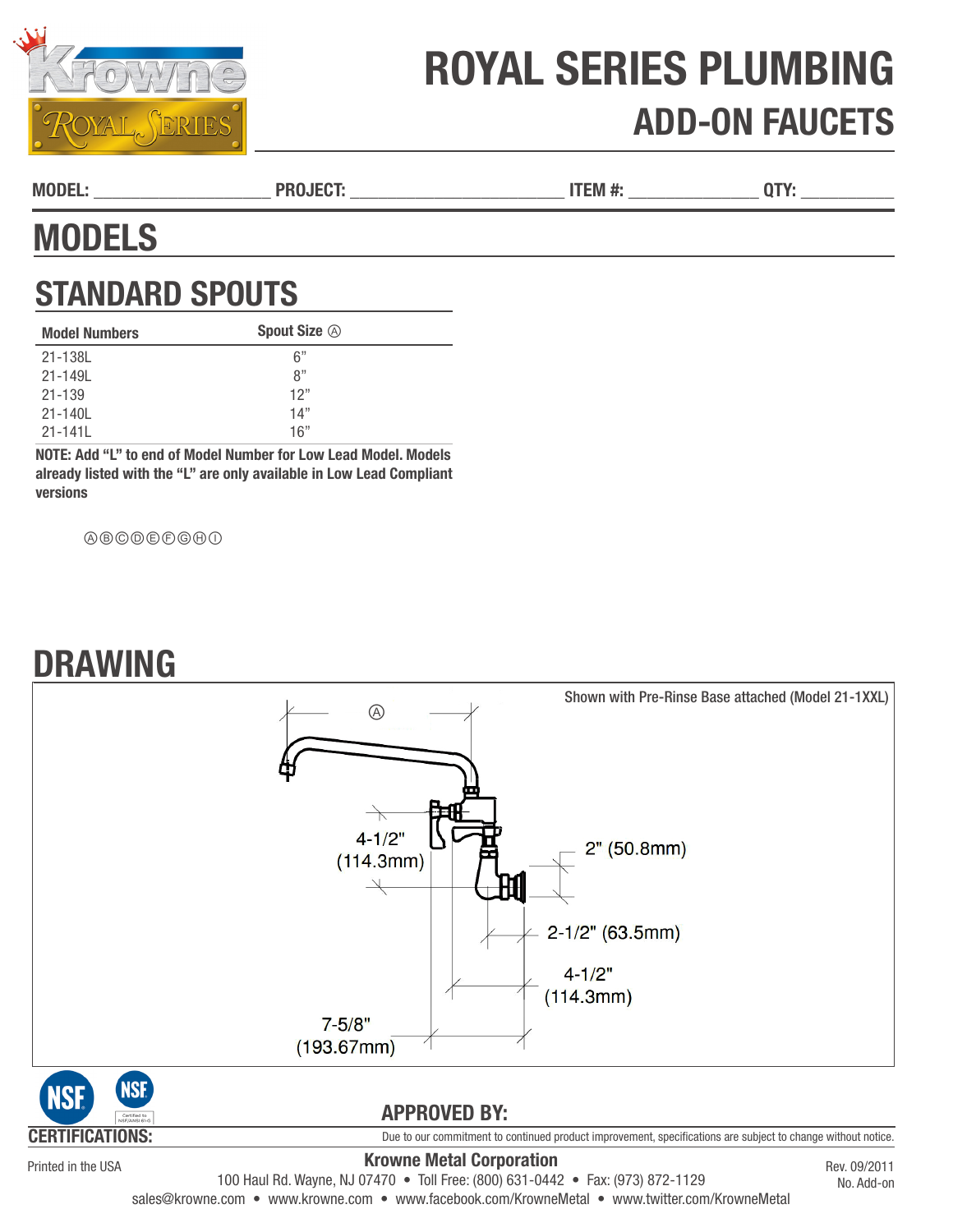# ROYAL SERIES PLUMBING

## ADD-ON FAUCETS

**MODEL:** ____________________ **PROJECT:** ________________________ **ITEM #:** _______________ **QTY:** __________

## MODELS

### STANDARD SPOUTS

| Model Numbers | Spout Size Ⓐ |
|---|---|
| 21-138L | 6" |
| 21-149L | 8" |
| 21-139 | 12" |
| 21-140L | 14" |
| 21-141L | 16" |

**NOTE: Add "L" to end of Model Number for Low Lead Model. Models already listed with the "L" are only available in Low Lead Compliant versions**

ⒶⒷⒸⒹⒺⒻⒼⒽⒾ

## DRAWING

Shown with Pre-Rinse Base attached (Model 21-1XXL)

Ⓐ

4-1/2"
(114.3mm)

2" (50.8mm)

2-1/2" (63.5mm)

4-1/2"
(114.3mm)

7-5/8"
(193.67mm)

**CERTIFICATIONS:**

**APPROVED BY:**

Due to our commitment to continued product improvement, specifications are subject to change without notice.

Printed in the USA

**Krowne Metal Corporation**

100 Haul Rd. Wayne, NJ 07470 • Toll Free: (800) 631-0442 • Fax: (973) 872-1129

sales@krowne.com • www.krowne.com • www.facebook.com/KrowneMetal • www.twitter.com/KrowneMetal

Rev. 09/2011
No. Add-on